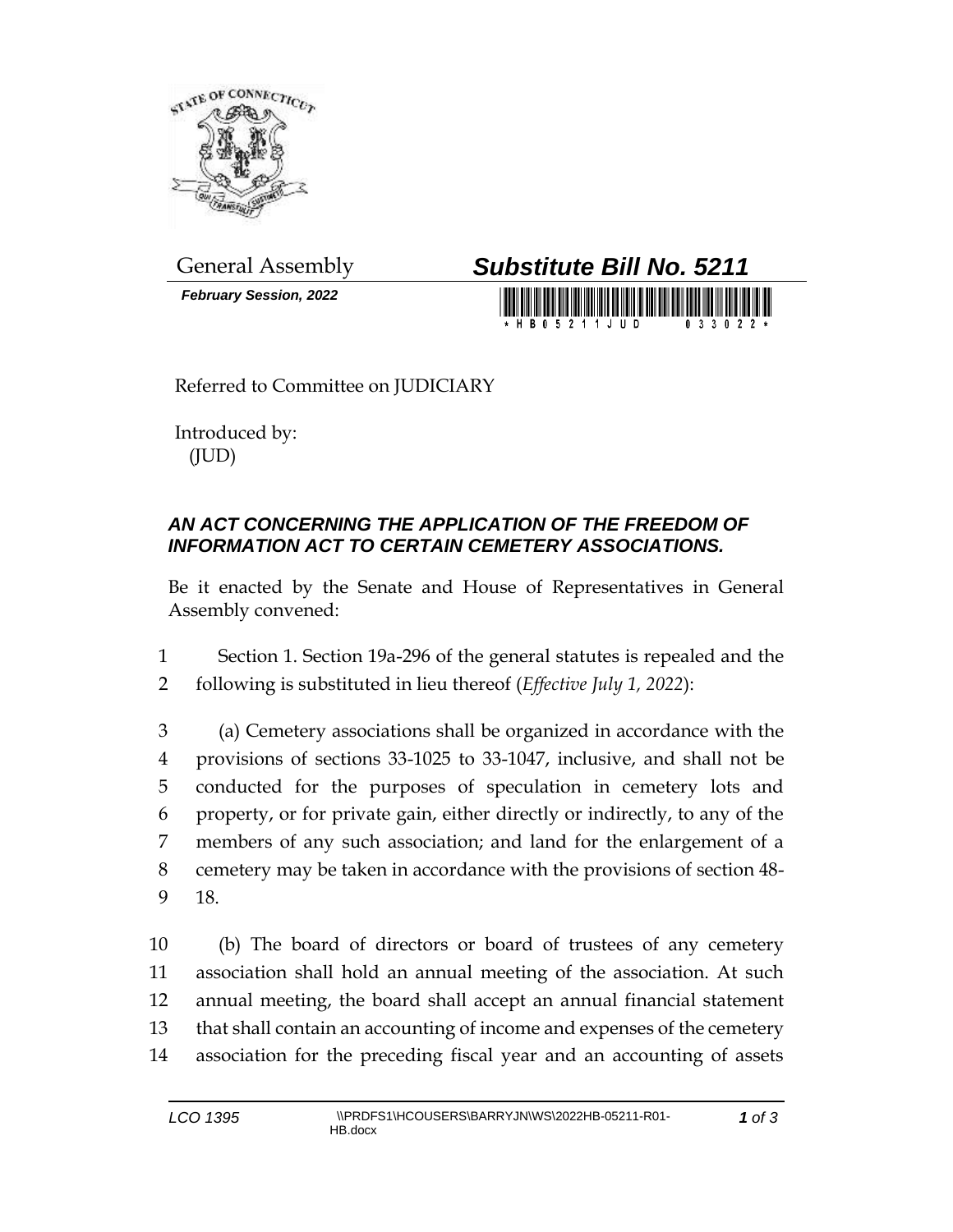General Assembly

**_Substitute Bill No. 5211_**

***February Session, 2022***

Referred to Committee on JUDICIARY

Introduced by:
(JUD)

## *AN ACT CONCERNING THE APPLICATION OF THE FREEDOM OF INFORMATION ACT TO CERTAIN CEMETERY ASSOCIATIONS.*

Be it enacted by the Senate and House of Representatives in General Assembly convened:

1 Section 1. Section 19a-296 of the general statutes is repealed and the
2 following is substituted in lieu thereof (*Effective July 1, 2022*):

3 (a) Cemetery associations shall be organized in accordance with the
4 provisions of sections 33-1025 to 33-1047, inclusive, and shall not be
5 conducted for the purposes of speculation in cemetery lots and
6 property, or for private gain, either directly or indirectly, to any of the
7 members of any such association; and land for the enlargement of a
8 cemetery may be taken in accordance with the provisions of section 48-
9 18.

10 (b) The board of directors or board of trustees of any cemetery
11 association shall hold an annual meeting of the association. At such
12 annual meeting, the board shall accept an annual financial statement
13 that shall contain an accounting of income and expenses of the cemetery
14 association for the preceding fiscal year and an accounting of assets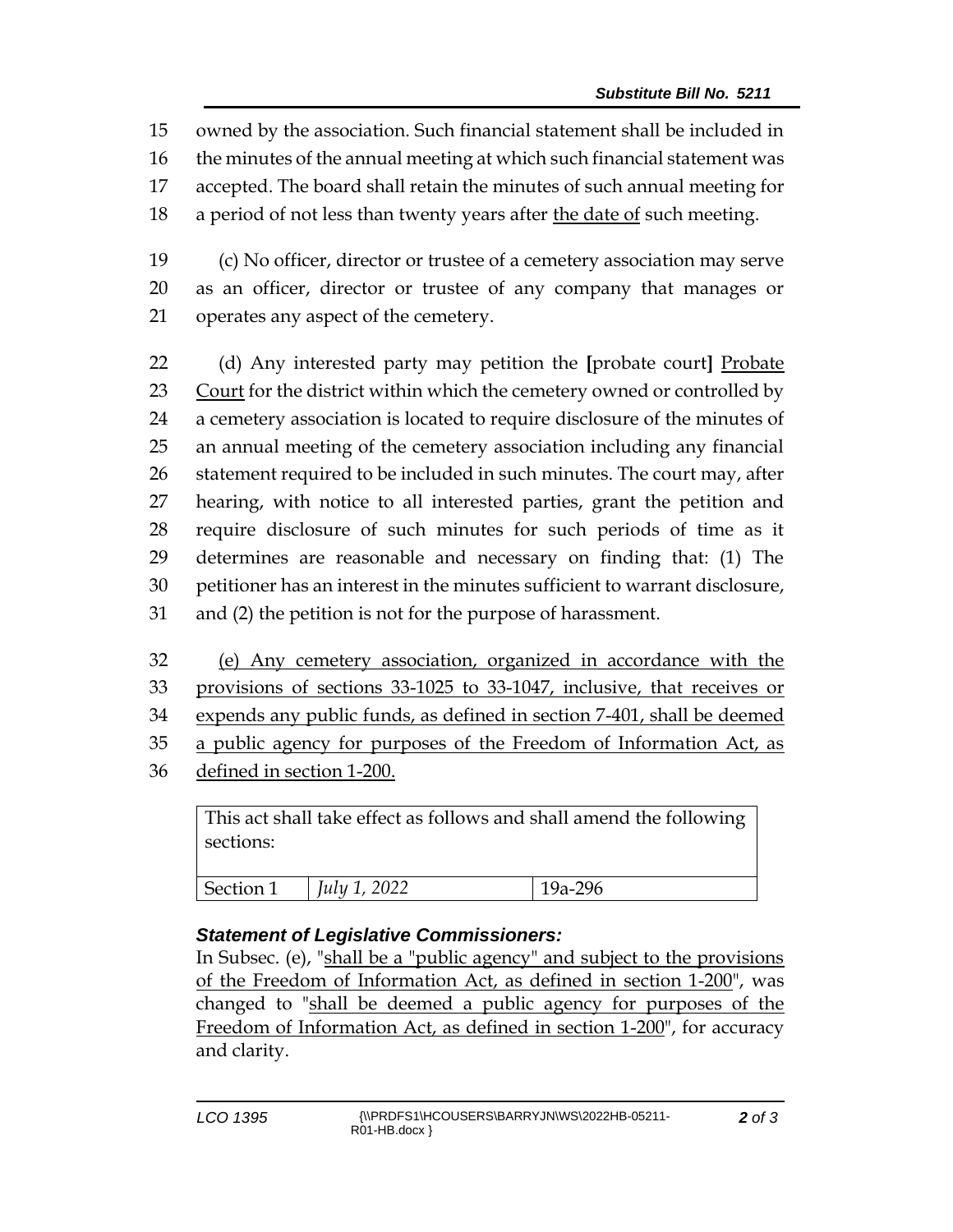owned by the association. Such financial statement shall be included in the minutes of the annual meeting at which such financial statement was accepted. The board shall retain the minutes of such annual meeting for a period of not less than twenty years after <u>the date of</u> such meeting.

(c) No officer, director or trustee of a cemetery association may serve as an officer, director or trustee of any company that manages or operates any aspect of the cemetery.

(d) Any interested party may petition the **[**probate court**]** <u>Probate Court</u> for the district within which the cemetery owned or controlled by a cemetery association is located to require disclosure of the minutes of an annual meeting of the cemetery association including any financial statement required to be included in such minutes. The court may, after hearing, with notice to all interested parties, grant the petition and require disclosure of such minutes for such periods of time as it determines are reasonable and necessary on finding that: (1) The petitioner has an interest in the minutes sufficient to warrant disclosure, and (2) the petition is not for the purpose of harassment.

<u>(e) Any cemetery association, organized in accordance with the provisions of sections 33-1025 to 33-1047, inclusive, that receives or expends any public funds, as defined in section 7-401, shall be deemed a public agency for purposes of the Freedom of Information Act, as defined in section 1-200.</u>

| This act shall take effect as follows and shall amend the following sections: | | |
|---|---|---|
| Section 1 | *July 1, 2022* | 19a-296 |

### *Statement of Legislative Commissioners:*

In Subsec. (e), "<u>shall be a "public agency" and subject to the provisions of the Freedom of Information Act, as defined in section 1-200</u>", was changed to "<u>shall be deemed a public agency for purposes of the Freedom of Information Act, as defined in section 1-200</u>", for accuracy and clarity.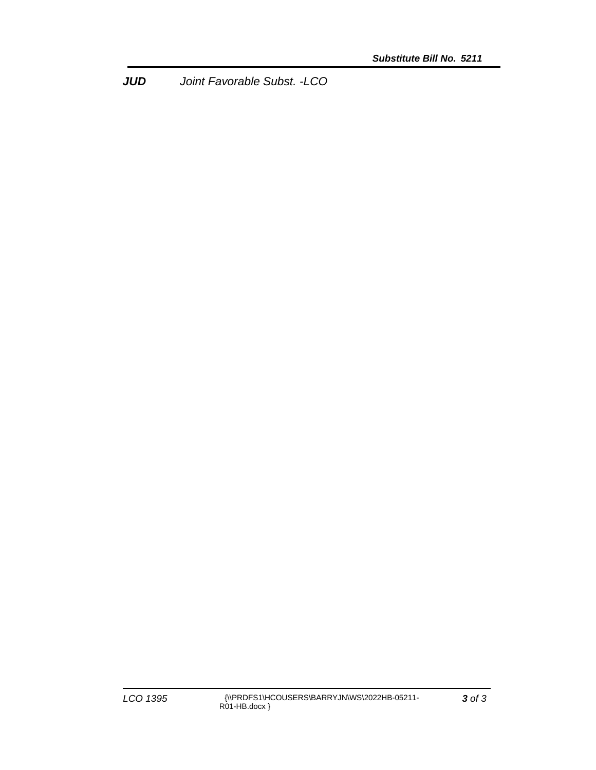| | |
|---|---|
| ***JUD*** | *Joint Favorable Subst. -LCO* |